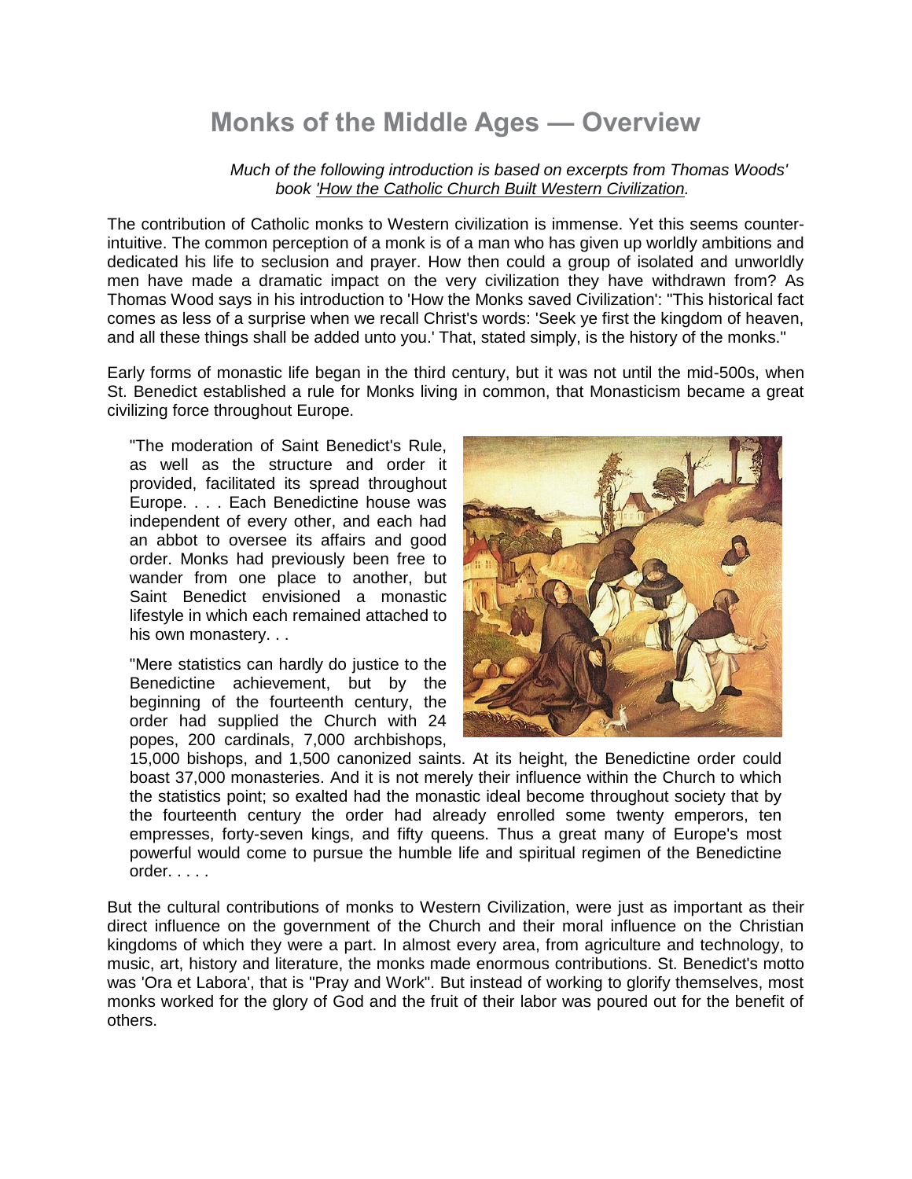# Monks of the Middle Ages — Overview

*Much of the following introduction is based on excerpts from Thomas Woods' book 'How the Catholic Church Built Western Civilization.*

The contribution of Catholic monks to Western civilization is immense. Yet this seems counter-intuitive. The common perception of a monk is of a man who has given up worldly ambitions and dedicated his life to seclusion and prayer. How then could a group of isolated and unworldly men have made a dramatic impact on the very civilization they have withdrawn from? As Thomas Wood says in his introduction to 'How the Monks saved Civilization': "This historical fact comes as less of a surprise when we recall Christ's words: 'Seek ye first the kingdom of heaven, and all these things shall be added unto you.' That, stated simply, is the history of the monks."

Early forms of monastic life began in the third century, but it was not until the mid-500s, when St. Benedict established a rule for Monks living in common, that Monasticism became a great civilizing force throughout Europe.

> "The moderation of Saint Benedict's Rule, as well as the structure and order it provided, facilitated its spread throughout Europe. . . . Each Benedictine house was independent of every other, and each had an abbot to oversee its affairs and good order. Monks had previously been free to wander from one place to another, but Saint Benedict envisioned a monastic lifestyle in which each remained attached to his own monastery. . .
>
> "Mere statistics can hardly do justice to the Benedictine achievement, but by the beginning of the fourteenth century, the order had supplied the Church with 24 popes, 200 cardinals, 7,000 archbishops, 15,000 bishops, and 1,500 canonized saints. At its height, the Benedictine order could boast 37,000 monasteries. And it is not merely their influence within the Church to which the statistics point; so exalted had the monastic ideal become throughout society that by the fourteenth century the order had already enrolled some twenty emperors, ten empresses, forty-seven kings, and fifty queens. Thus a great many of Europe's most powerful would come to pursue the humble life and spiritual regimen of the Benedictine order. . . . .

But the cultural contributions of monks to Western Civilization, were just as important as their direct influence on the government of the Church and their moral influence on the Christian kingdoms of which they were a part. In almost every area, from agriculture and technology, to music, art, history and literature, the monks made enormous contributions. St. Benedict's motto was 'Ora et Labora', that is "Pray and Work". But instead of working to glorify themselves, most monks worked for the glory of God and the fruit of their labor was poured out for the benefit of others.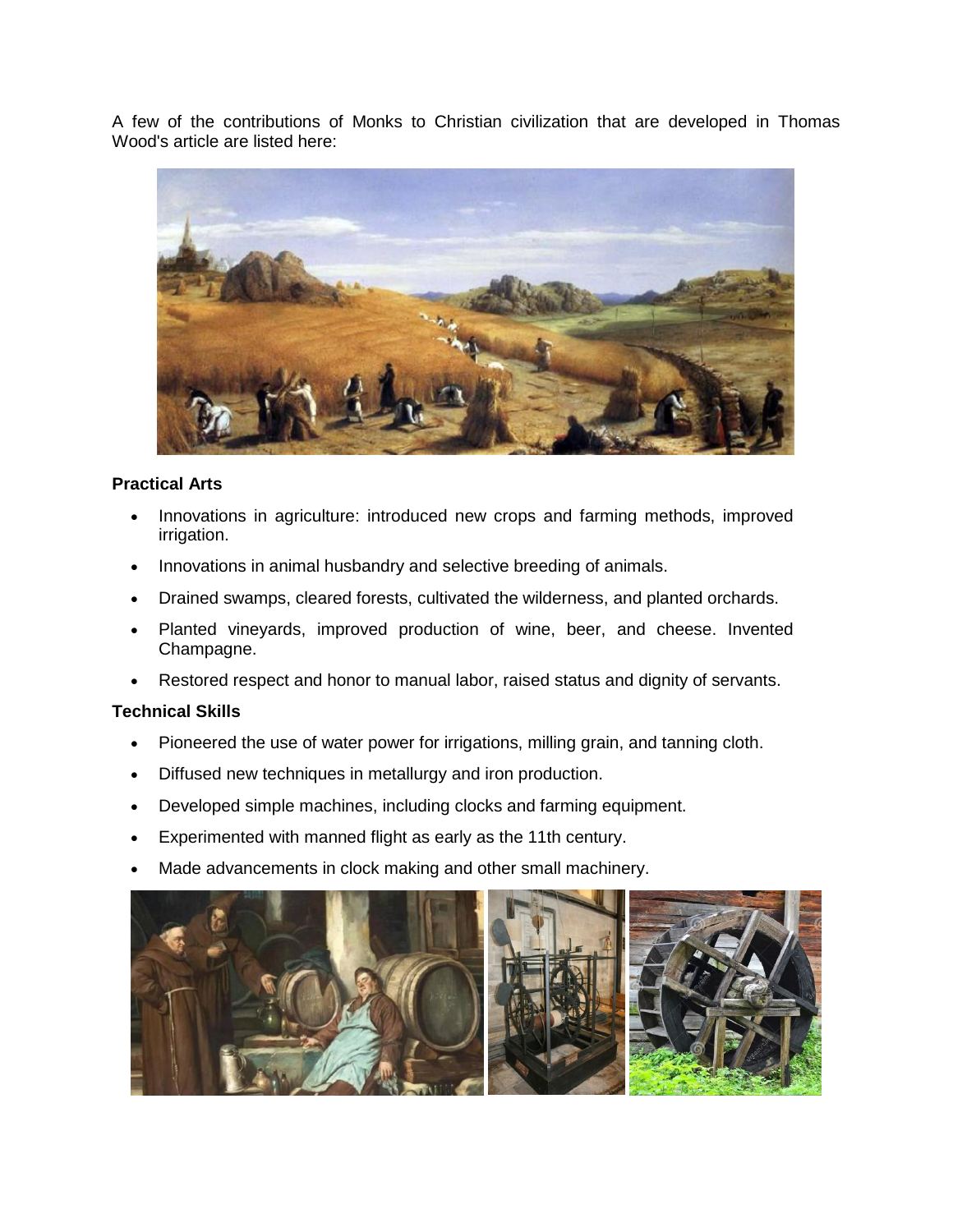A few of the contributions of Monks to Christian civilization that are developed in Thomas Wood's article are listed here:

**Practical Arts**

- Innovations in agriculture: introduced new crops and farming methods, improved irrigation.
- Innovations in animal husbandry and selective breeding of animals.
- Drained swamps, cleared forests, cultivated the wilderness, and planted orchards.
- Planted vineyards, improved production of wine, beer, and cheese. Invented Champagne.
- Restored respect and honor to manual labor, raised status and dignity of servants.

**Technical Skills**

- Pioneered the use of water power for irrigations, milling grain, and tanning cloth.
- Diffused new techniques in metallurgy and iron production.
- Developed simple machines, including clocks and farming equipment.
- Experimented with manned flight as early as the 11th century.
- Made advancements in clock making and other small machinery.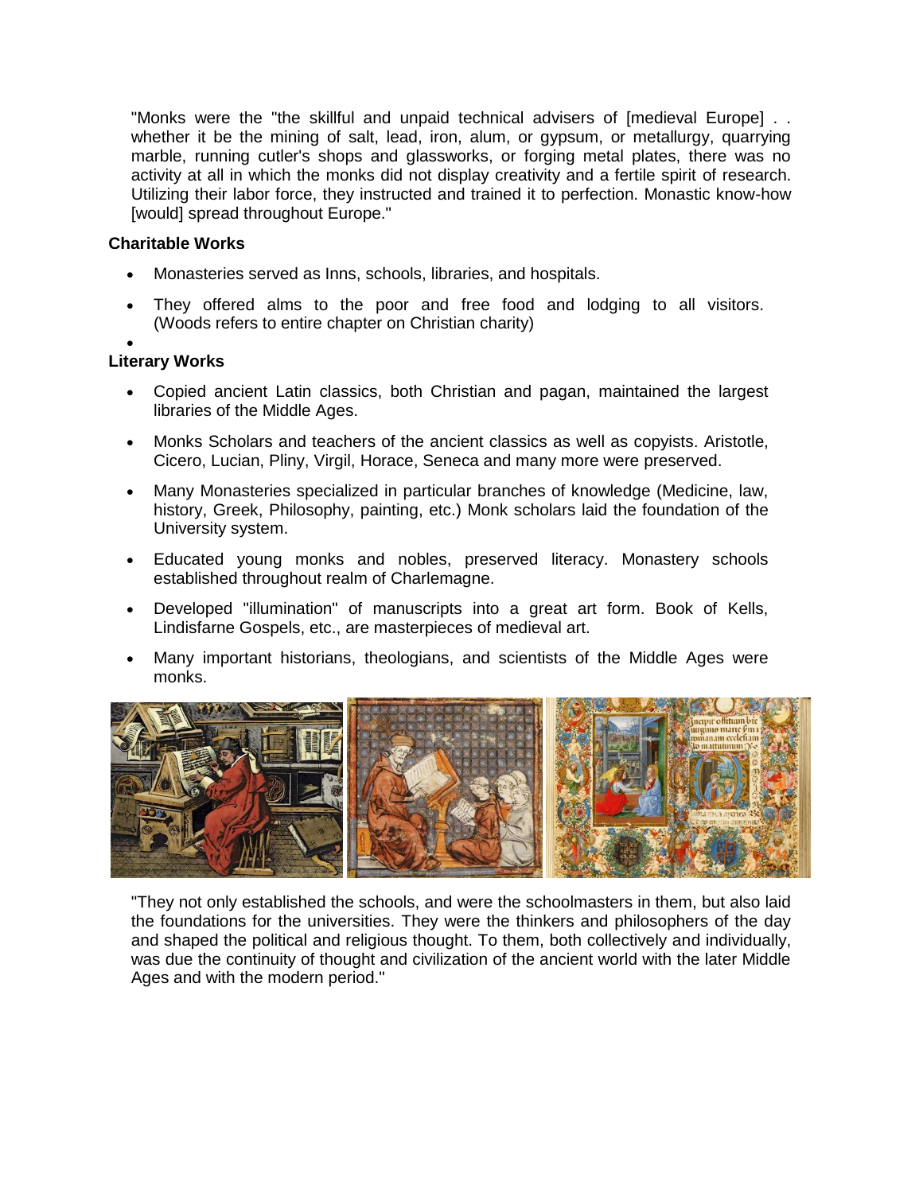"Monks were the "the skillful and unpaid technical advisers of [medieval Europe] . . whether it be the mining of salt, lead, iron, alum, or gypsum, or metallurgy, quarrying marble, running cutler's shops and glassworks, or forging metal plates, there was no activity at all in which the monks did not display creativity and a fertile spirit of research. Utilizing their labor force, they instructed and trained it to perfection. Monastic know-how [would] spread throughout Europe."

**Charitable Works**

- Monasteries served as Inns, schools, libraries, and hospitals.
- They offered alms to the poor and free food and lodging to all visitors. (Woods refers to entire chapter on Christian charity)

**Literary Works**

- Copied ancient Latin classics, both Christian and pagan, maintained the largest libraries of the Middle Ages.
- Monks Scholars and teachers of the ancient classics as well as copyists. Aristotle, Cicero, Lucian, Pliny, Virgil, Horace, Seneca and many more were preserved.
- Many Monasteries specialized in particular branches of knowledge (Medicine, law, history, Greek, Philosophy, painting, etc.) Monk scholars laid the foundation of the University system.
- Educated young monks and nobles, preserved literacy. Monastery schools established throughout realm of Charlemagne.
- Developed "illumination" of manuscripts into a great art form. Book of Kells, Lindisfarne Gospels, etc., are masterpieces of medieval art.
- Many important historians, theologians, and scientists of the Middle Ages were monks.

"They not only established the schools, and were the schoolmasters in them, but also laid the foundations for the universities. They were the thinkers and philosophers of the day and shaped the political and religious thought. To them, both collectively and individually, was due the continuity of thought and civilization of the ancient world with the later Middle Ages and with the modern period."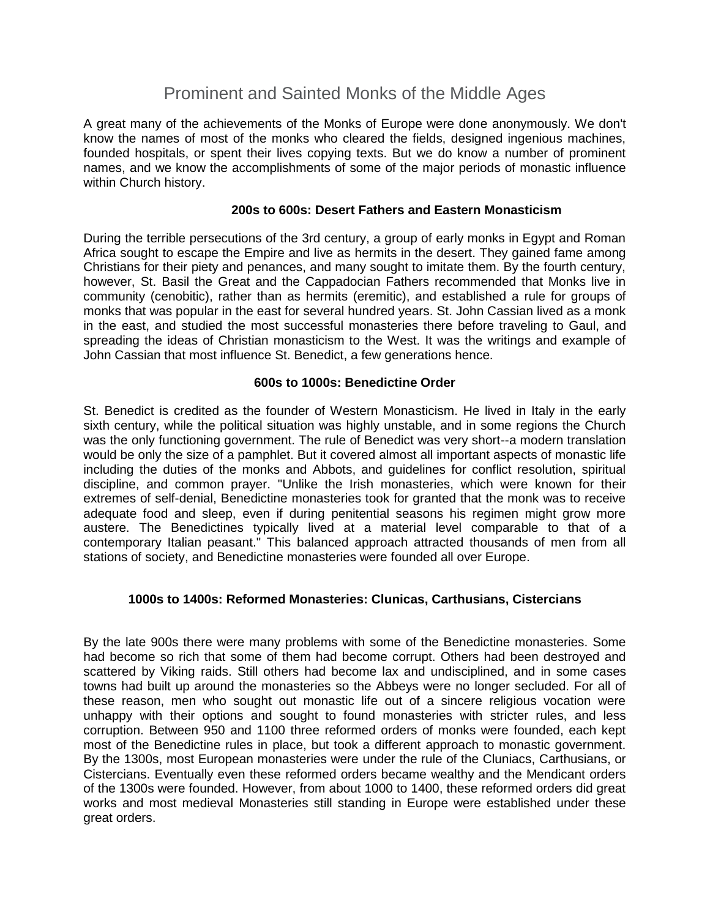# Prominent and Sainted Monks of the Middle Ages

A great many of the achievements of the Monks of Europe were done anonymously. We don't know the names of most of the monks who cleared the fields, designed ingenious machines, founded hospitals, or spent their lives copying texts. But we do know a number of prominent names, and we know the accomplishments of some of the major periods of monastic influence within Church history.

### 200s to 600s: Desert Fathers and Eastern Monasticism

During the terrible persecutions of the 3rd century, a group of early monks in Egypt and Roman Africa sought to escape the Empire and live as hermits in the desert. They gained fame among Christians for their piety and penances, and many sought to imitate them. By the fourth century, however, St. Basil the Great and the Cappadocian Fathers recommended that Monks live in community (cenobitic), rather than as hermits (eremitic), and established a rule for groups of monks that was popular in the east for several hundred years. St. John Cassian lived as a monk in the east, and studied the most successful monasteries there before traveling to Gaul, and spreading the ideas of Christian monasticism to the West. It was the writings and example of John Cassian that most influence St. Benedict, a few generations hence.

### 600s to 1000s: Benedictine Order

St. Benedict is credited as the founder of Western Monasticism. He lived in Italy in the early sixth century, while the political situation was highly unstable, and in some regions the Church was the only functioning government. The rule of Benedict was very short--a modern translation would be only the size of a pamphlet. But it covered almost all important aspects of monastic life including the duties of the monks and Abbots, and guidelines for conflict resolution, spiritual discipline, and common prayer. "Unlike the Irish monasteries, which were known for their extremes of self-denial, Benedictine monasteries took for granted that the monk was to receive adequate food and sleep, even if during penitential seasons his regimen might grow more austere. The Benedictines typically lived at a material level comparable to that of a contemporary Italian peasant." This balanced approach attracted thousands of men from all stations of society, and Benedictine monasteries were founded all over Europe.

### 1000s to 1400s: Reformed Monasteries: Clunicas, Carthusians, Cistercians

By the late 900s there were many problems with some of the Benedictine monasteries. Some had become so rich that some of them had become corrupt. Others had been destroyed and scattered by Viking raids. Still others had become lax and undisciplined, and in some cases towns had built up around the monasteries so the Abbeys were no longer secluded. For all of these reason, men who sought out monastic life out of a sincere religious vocation were unhappy with their options and sought to found monasteries with stricter rules, and less corruption. Between 950 and 1100 three reformed orders of monks were founded, each kept most of the Benedictine rules in place, but took a different approach to monastic government. By the 1300s, most European monasteries were under the rule of the Cluniacs, Carthusians, or Cistercians. Eventually even these reformed orders became wealthy and the Mendicant orders of the 1300s were founded. However, from about 1000 to 1400, these reformed orders did great works and most medieval Monasteries still standing in Europe were established under these great orders.